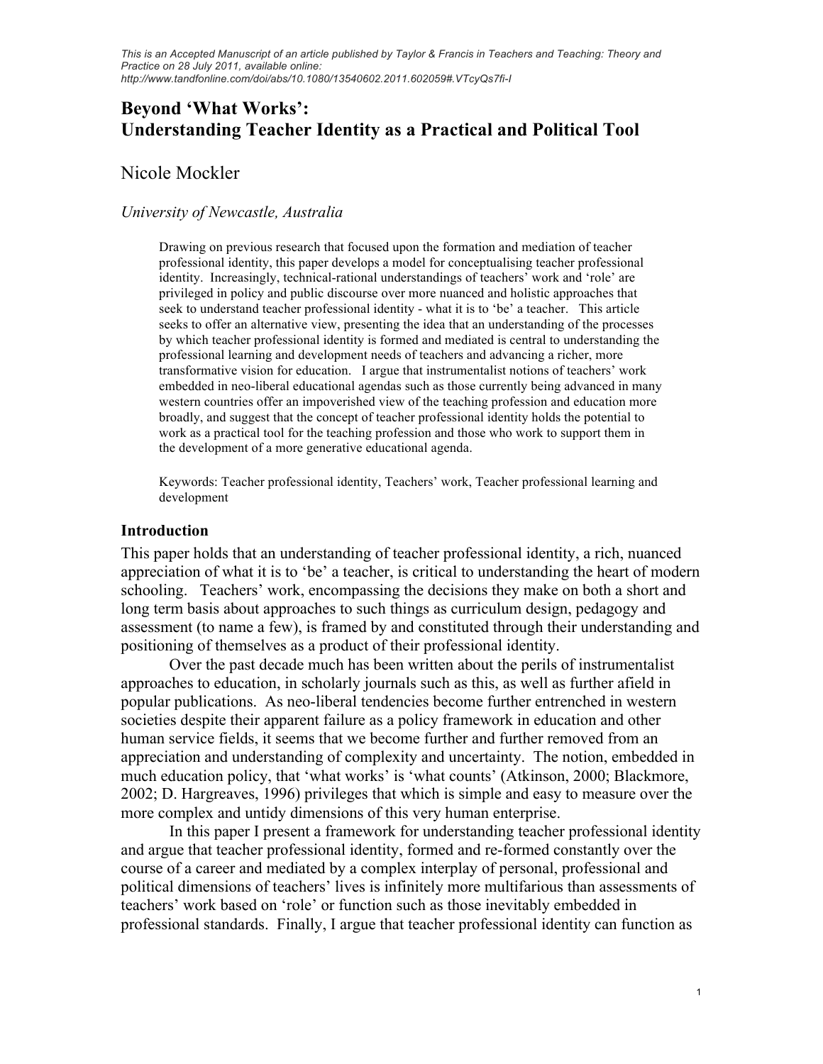*This is an Accepted Manuscript of an article published by Taylor & Francis in Teachers and Teaching: Theory and Practice on 28 July 2011, available online: http://www.tandfonline.com/doi/abs/10.1080/13540602.2011.602059#.VTcyQs7fi-I*

# Beyond 'What Works': Understanding Teacher Identity as a Practical and Political Tool

Nicole Mockler

*University of Newcastle, Australia*

Drawing on previous research that focused upon the formation and mediation of teacher professional identity, this paper develops a model for conceptualising teacher professional identity. Increasingly, technical-rational understandings of teachers' work and 'role' are privileged in policy and public discourse over more nuanced and holistic approaches that seek to understand teacher professional identity - what it is to 'be' a teacher. This article seeks to offer an alternative view, presenting the idea that an understanding of the processes by which teacher professional identity is formed and mediated is central to understanding the professional learning and development needs of teachers and advancing a richer, more transformative vision for education. I argue that instrumentalist notions of teachers' work embedded in neo-liberal educational agendas such as those currently being advanced in many western countries offer an impoverished view of the teaching profession and education more broadly, and suggest that the concept of teacher professional identity holds the potential to work as a practical tool for the teaching profession and those who work to support them in the development of a more generative educational agenda.

Keywords: Teacher professional identity, Teachers' work, Teacher professional learning and development

## Introduction

This paper holds that an understanding of teacher professional identity, a rich, nuanced appreciation of what it is to 'be' a teacher, is critical to understanding the heart of modern schooling. Teachers' work, encompassing the decisions they make on both a short and long term basis about approaches to such things as curriculum design, pedagogy and assessment (to name a few), is framed by and constituted through their understanding and positioning of themselves as a product of their professional identity.

Over the past decade much has been written about the perils of instrumentalist approaches to education, in scholarly journals such as this, as well as further afield in popular publications. As neo-liberal tendencies become further entrenched in western societies despite their apparent failure as a policy framework in education and other human service fields, it seems that we become further and further removed from an appreciation and understanding of complexity and uncertainty. The notion, embedded in much education policy, that 'what works' is 'what counts' (Atkinson, 2000; Blackmore, 2002; D. Hargreaves, 1996) privileges that which is simple and easy to measure over the more complex and untidy dimensions of this very human enterprise.

In this paper I present a framework for understanding teacher professional identity and argue that teacher professional identity, formed and re-formed constantly over the course of a career and mediated by a complex interplay of personal, professional and political dimensions of teachers' lives is infinitely more multifarious than assessments of teachers' work based on 'role' or function such as those inevitably embedded in professional standards. Finally, I argue that teacher professional identity can function as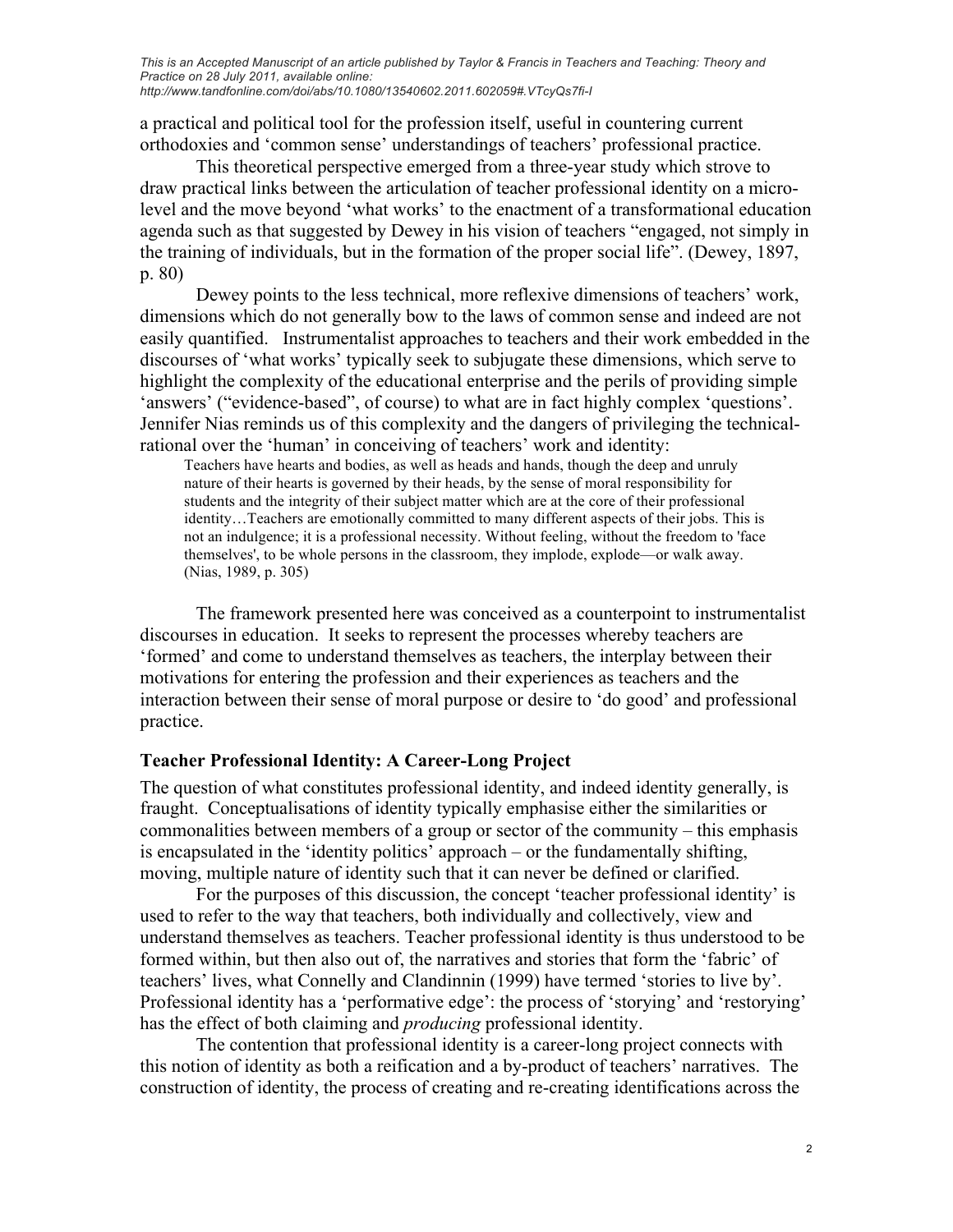a practical and political tool for the profession itself, useful in countering current orthodoxies and 'common sense' understandings of teachers' professional practice.

This theoretical perspective emerged from a three-year study which strove to draw practical links between the articulation of teacher professional identity on a micro-level and the move beyond 'what works' to the enactment of a transformational education agenda such as that suggested by Dewey in his vision of teachers "engaged, not simply in the training of individuals, but in the formation of the proper social life". (Dewey, 1897, p. 80)

Dewey points to the less technical, more reflexive dimensions of teachers' work, dimensions which do not generally bow to the laws of common sense and indeed are not easily quantified. Instrumentalist approaches to teachers and their work embedded in the discourses of 'what works' typically seek to subjugate these dimensions, which serve to highlight the complexity of the educational enterprise and the perils of providing simple 'answers' ("evidence-based", of course) to what are in fact highly complex 'questions'. Jennifer Nias reminds us of this complexity and the dangers of privileging the technical-rational over the 'human' in conceiving of teachers' work and identity:

> Teachers have hearts and bodies, as well as heads and hands, though the deep and unruly nature of their hearts is governed by their heads, by the sense of moral responsibility for students and the integrity of their subject matter which are at the core of their professional identity…Teachers are emotionally committed to many different aspects of their jobs. This is not an indulgence; it is a professional necessity. Without feeling, without the freedom to 'face themselves', to be whole persons in the classroom, they implode, explode—or walk away. (Nias, 1989, p. 305)

The framework presented here was conceived as a counterpoint to instrumentalist discourses in education. It seeks to represent the processes whereby teachers are 'formed' and come to understand themselves as teachers, the interplay between their motivations for entering the profession and their experiences as teachers and the interaction between their sense of moral purpose or desire to 'do good' and professional practice.

## Teacher Professional Identity: A Career-Long Project

The question of what constitutes professional identity, and indeed identity generally, is fraught. Conceptualisations of identity typically emphasise either the similarities or commonalities between members of a group or sector of the community – this emphasis is encapsulated in the 'identity politics' approach – or the fundamentally shifting, moving, multiple nature of identity such that it can never be defined or clarified.

For the purposes of this discussion, the concept 'teacher professional identity' is used to refer to the way that teachers, both individually and collectively, view and understand themselves as teachers. Teacher professional identity is thus understood to be formed within, but then also out of, the narratives and stories that form the 'fabric' of teachers' lives, what Connelly and Clandinnin (1999) have termed 'stories to live by'. Professional identity has a 'performative edge': the process of 'storying' and 'restorying' has the effect of both claiming and *producing* professional identity.

The contention that professional identity is a career-long project connects with this notion of identity as both a reification and a by-product of teachers' narratives. The construction of identity, the process of creating and re-creating identifications across the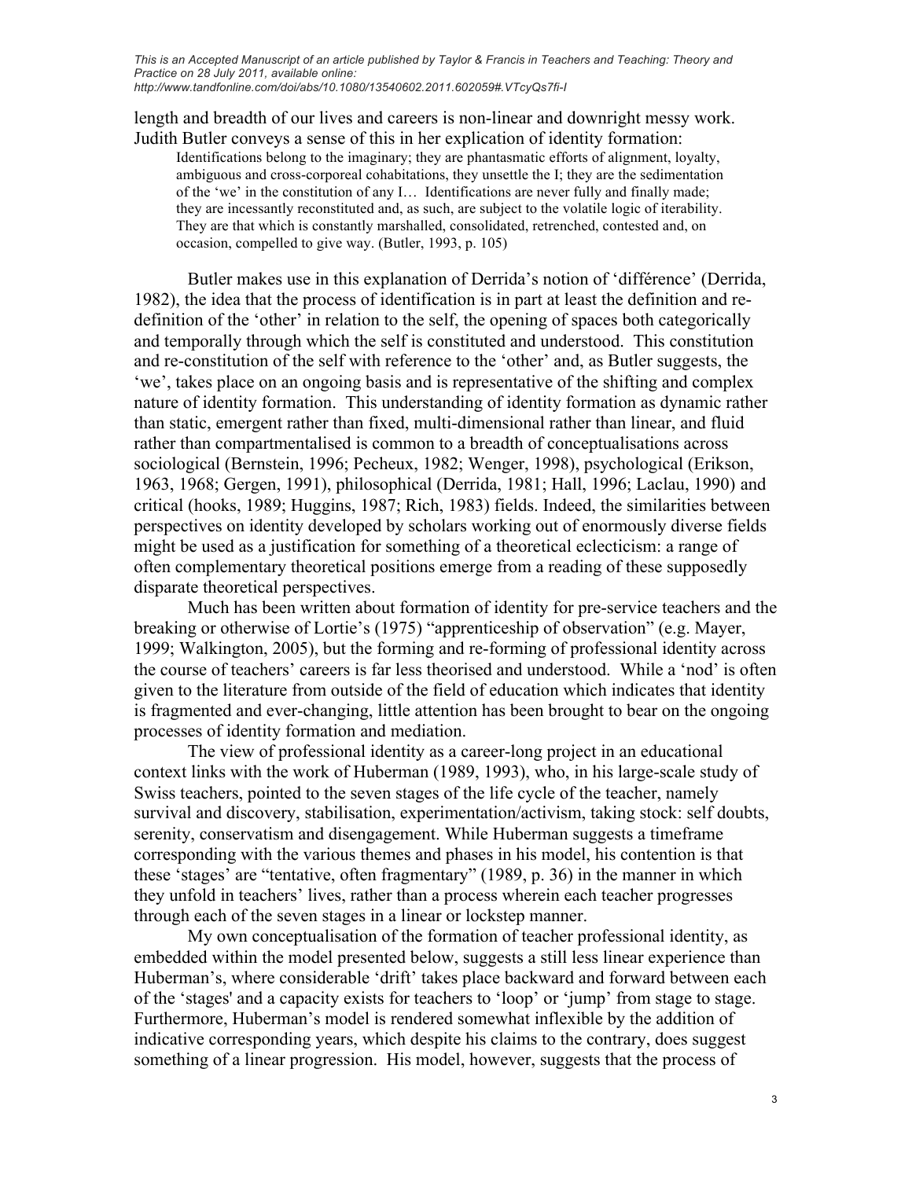length and breadth of our lives and careers is non-linear and downright messy work. Judith Butler conveys a sense of this in her explication of identity formation:

> Identifications belong to the imaginary; they are phantasmatic efforts of alignment, loyalty, ambiguous and cross-corporeal cohabitations, they unsettle the I; they are the sedimentation of the 'we' in the constitution of any I… Identifications are never fully and finally made; they are incessantly reconstituted and, as such, are subject to the volatile logic of iterability. They are that which is constantly marshalled, consolidated, retrenched, contested and, on occasion, compelled to give way. (Butler, 1993, p. 105)

Butler makes use in this explanation of Derrida's notion of 'différence' (Derrida, 1982), the idea that the process of identification is in part at least the definition and re-definition of the 'other' in relation to the self, the opening of spaces both categorically and temporally through which the self is constituted and understood. This constitution and re-constitution of the self with reference to the 'other' and, as Butler suggests, the 'we', takes place on an ongoing basis and is representative of the shifting and complex nature of identity formation. This understanding of identity formation as dynamic rather than static, emergent rather than fixed, multi-dimensional rather than linear, and fluid rather than compartmentalised is common to a breadth of conceptualisations across sociological (Bernstein, 1996; Pecheux, 1982; Wenger, 1998), psychological (Erikson, 1963, 1968; Gergen, 1991), philosophical (Derrida, 1981; Hall, 1996; Laclau, 1990) and critical (hooks, 1989; Huggins, 1987; Rich, 1983) fields. Indeed, the similarities between perspectives on identity developed by scholars working out of enormously diverse fields might be used as a justification for something of a theoretical eclecticism: a range of often complementary theoretical positions emerge from a reading of these supposedly disparate theoretical perspectives.

Much has been written about formation of identity for pre-service teachers and the breaking or otherwise of Lortie's (1975) "apprenticeship of observation" (e.g. Mayer, 1999; Walkington, 2005), but the forming and re-forming of professional identity across the course of teachers' careers is far less theorised and understood. While a 'nod' is often given to the literature from outside of the field of education which indicates that identity is fragmented and ever-changing, little attention has been brought to bear on the ongoing processes of identity formation and mediation.

The view of professional identity as a career-long project in an educational context links with the work of Huberman (1989, 1993), who, in his large-scale study of Swiss teachers, pointed to the seven stages of the life cycle of the teacher, namely survival and discovery, stabilisation, experimentation/activism, taking stock: self doubts, serenity, conservatism and disengagement. While Huberman suggests a timeframe corresponding with the various themes and phases in his model, his contention is that these 'stages' are "tentative, often fragmentary" (1989, p. 36) in the manner in which they unfold in teachers' lives, rather than a process wherein each teacher progresses through each of the seven stages in a linear or lockstep manner.

My own conceptualisation of the formation of teacher professional identity, as embedded within the model presented below, suggests a still less linear experience than Huberman's, where considerable 'drift' takes place backward and forward between each of the 'stages' and a capacity exists for teachers to 'loop' or 'jump' from stage to stage. Furthermore, Huberman's model is rendered somewhat inflexible by the addition of indicative corresponding years, which despite his claims to the contrary, does suggest something of a linear progression. His model, however, suggests that the process of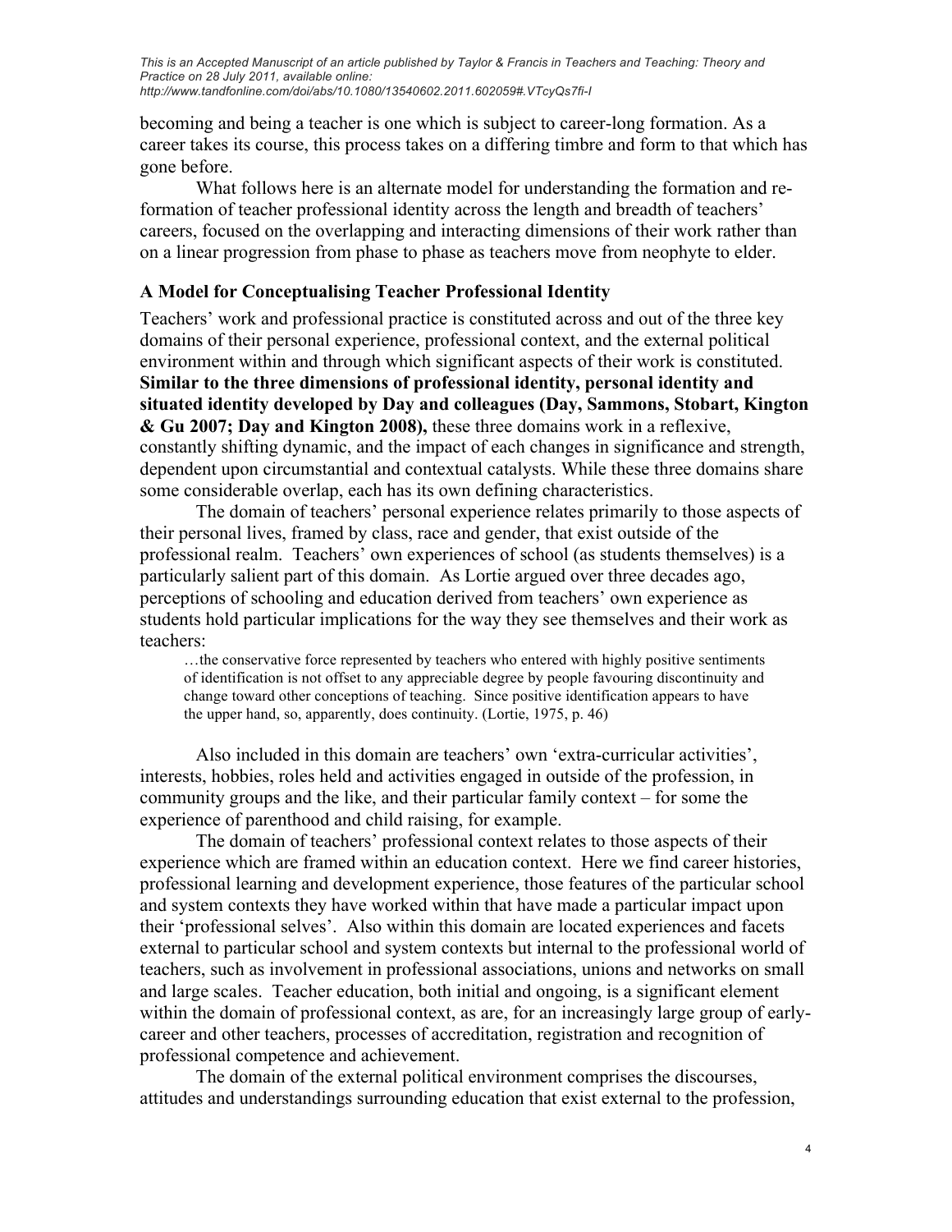becoming and being a teacher is one which is subject to career-long formation. As a career takes its course, this process takes on a differing timbre and form to that which has gone before.

What follows here is an alternate model for understanding the formation and re-formation of teacher professional identity across the length and breadth of teachers' careers, focused on the overlapping and interacting dimensions of their work rather than on a linear progression from phase to phase as teachers move from neophyte to elder.

## A Model for Conceptualising Teacher Professional Identity

Teachers' work and professional practice is constituted across and out of the three key domains of their personal experience, professional context, and the external political environment within and through which significant aspects of their work is constituted. **Similar to the three dimensions of professional identity, personal identity and situated identity developed by Day and colleagues (Day, Sammons, Stobart, Kington & Gu 2007; Day and Kington 2008),** these three domains work in a reflexive, constantly shifting dynamic, and the impact of each changes in significance and strength, dependent upon circumstantial and contextual catalysts. While these three domains share some considerable overlap, each has its own defining characteristics.

The domain of teachers' personal experience relates primarily to those aspects of their personal lives, framed by class, race and gender, that exist outside of the professional realm. Teachers' own experiences of school (as students themselves) is a particularly salient part of this domain. As Lortie argued over three decades ago, perceptions of schooling and education derived from teachers' own experience as students hold particular implications for the way they see themselves and their work as teachers:

> …the conservative force represented by teachers who entered with highly positive sentiments of identification is not offset to any appreciable degree by people favouring discontinuity and change toward other conceptions of teaching. Since positive identification appears to have the upper hand, so, apparently, does continuity. (Lortie, 1975, p. 46)

Also included in this domain are teachers' own 'extra-curricular activities', interests, hobbies, roles held and activities engaged in outside of the profession, in community groups and the like, and their particular family context – for some the experience of parenthood and child raising, for example.

The domain of teachers' professional context relates to those aspects of their experience which are framed within an education context. Here we find career histories, professional learning and development experience, those features of the particular school and system contexts they have worked within that have made a particular impact upon their 'professional selves'. Also within this domain are located experiences and facets external to particular school and system contexts but internal to the professional world of teachers, such as involvement in professional associations, unions and networks on small and large scales. Teacher education, both initial and ongoing, is a significant element within the domain of professional context, as are, for an increasingly large group of early-career and other teachers, processes of accreditation, registration and recognition of professional competence and achievement.

The domain of the external political environment comprises the discourses, attitudes and understandings surrounding education that exist external to the profession,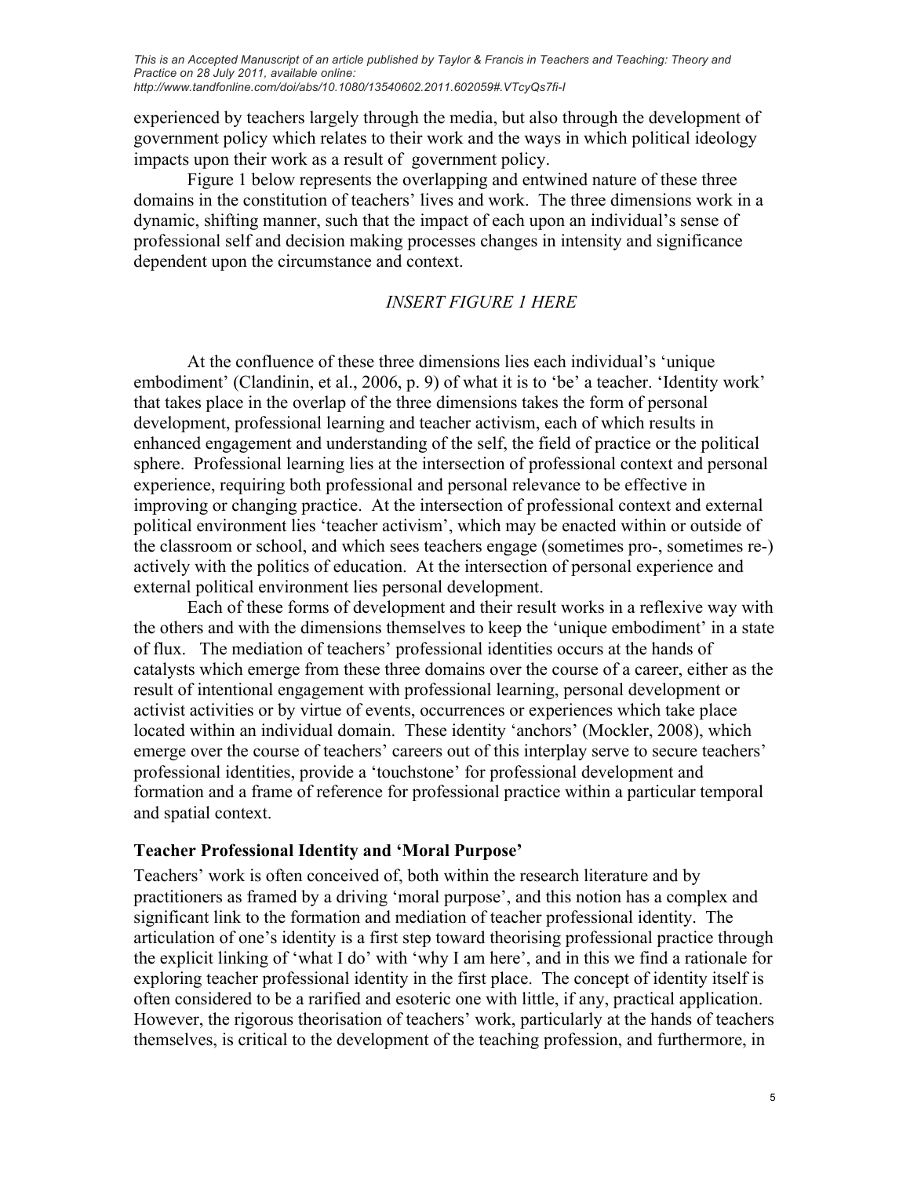experienced by teachers largely through the media, but also through the development of government policy which relates to their work and the ways in which political ideology impacts upon their work as a result of government policy.

Figure 1 below represents the overlapping and entwined nature of these three domains in the constitution of teachers' lives and work. The three dimensions work in a dynamic, shifting manner, such that the impact of each upon an individual's sense of professional self and decision making processes changes in intensity and significance dependent upon the circumstance and context.

*INSERT FIGURE 1 HERE*

At the confluence of these three dimensions lies each individual's 'unique embodiment' (Clandinin, et al., 2006, p. 9) of what it is to 'be' a teacher. 'Identity work' that takes place in the overlap of the three dimensions takes the form of personal development, professional learning and teacher activism, each of which results in enhanced engagement and understanding of the self, the field of practice or the political sphere. Professional learning lies at the intersection of professional context and personal experience, requiring both professional and personal relevance to be effective in improving or changing practice. At the intersection of professional context and external political environment lies 'teacher activism', which may be enacted within or outside of the classroom or school, and which sees teachers engage (sometimes pro-, sometimes re-) actively with the politics of education. At the intersection of personal experience and external political environment lies personal development.

Each of these forms of development and their result works in a reflexive way with the others and with the dimensions themselves to keep the 'unique embodiment' in a state of flux. The mediation of teachers' professional identities occurs at the hands of catalysts which emerge from these three domains over the course of a career, either as the result of intentional engagement with professional learning, personal development or activist activities or by virtue of events, occurrences or experiences which take place located within an individual domain. These identity 'anchors' (Mockler, 2008), which emerge over the course of teachers' careers out of this interplay serve to secure teachers' professional identities, provide a 'touchstone' for professional development and formation and a frame of reference for professional practice within a particular temporal and spatial context.

## Teacher Professional Identity and 'Moral Purpose'

Teachers' work is often conceived of, both within the research literature and by practitioners as framed by a driving 'moral purpose', and this notion has a complex and significant link to the formation and mediation of teacher professional identity. The articulation of one's identity is a first step toward theorising professional practice through the explicit linking of 'what I do' with 'why I am here', and in this we find a rationale for exploring teacher professional identity in the first place. The concept of identity itself is often considered to be a rarified and esoteric one with little, if any, practical application. However, the rigorous theorisation of teachers' work, particularly at the hands of teachers themselves, is critical to the development of the teaching profession, and furthermore, in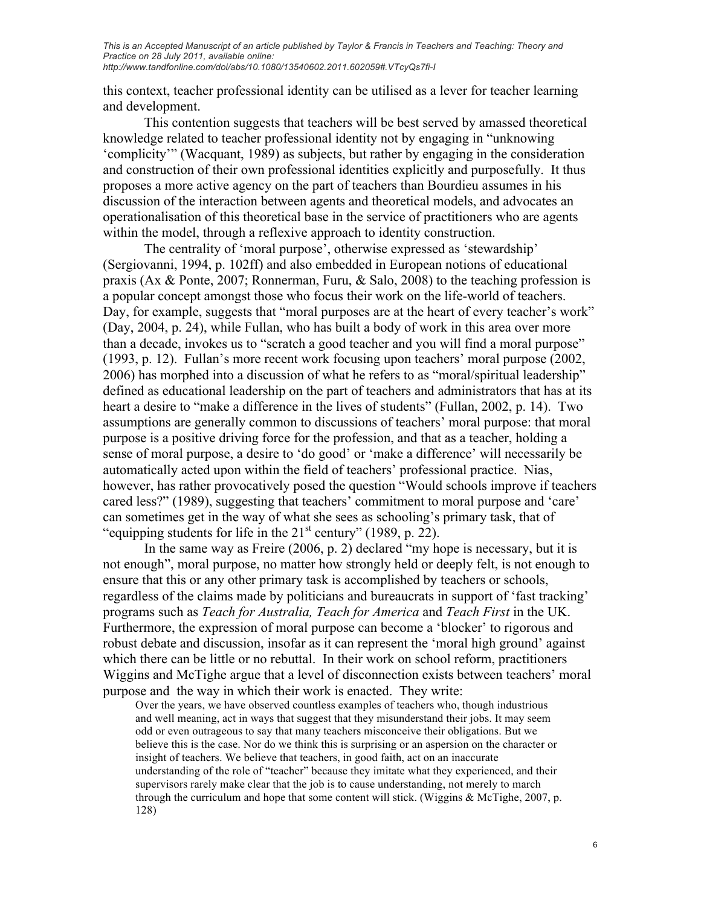this context, teacher professional identity can be utilised as a lever for teacher learning and development.

This contention suggests that teachers will be best served by amassed theoretical knowledge related to teacher professional identity not by engaging in "unknowing 'complicity'" (Wacquant, 1989) as subjects, but rather by engaging in the consideration and construction of their own professional identities explicitly and purposefully. It thus proposes a more active agency on the part of teachers than Bourdieu assumes in his discussion of the interaction between agents and theoretical models, and advocates an operationalisation of this theoretical base in the service of practitioners who are agents within the model, through a reflexive approach to identity construction.

The centrality of 'moral purpose', otherwise expressed as 'stewardship' (Sergiovanni, 1994, p. 102ff) and also embedded in European notions of educational praxis (Ax & Ponte, 2007; Ronnerman, Furu, & Salo, 2008) to the teaching profession is a popular concept amongst those who focus their work on the life-world of teachers. Day, for example, suggests that "moral purposes are at the heart of every teacher's work" (Day, 2004, p. 24), while Fullan, who has built a body of work in this area over more than a decade, invokes us to "scratch a good teacher and you will find a moral purpose" (1993, p. 12). Fullan's more recent work focusing upon teachers' moral purpose (2002, 2006) has morphed into a discussion of what he refers to as "moral/spiritual leadership" defined as educational leadership on the part of teachers and administrators that has at its heart a desire to "make a difference in the lives of students" (Fullan, 2002, p. 14). Two assumptions are generally common to discussions of teachers' moral purpose: that moral purpose is a positive driving force for the profession, and that as a teacher, holding a sense of moral purpose, a desire to 'do good' or 'make a difference' will necessarily be automatically acted upon within the field of teachers' professional practice. Nias, however, has rather provocatively posed the question "Would schools improve if teachers cared less?" (1989), suggesting that teachers' commitment to moral purpose and 'care' can sometimes get in the way of what she sees as schooling's primary task, that of "equipping students for life in the 21st century" (1989, p. 22).

In the same way as Freire (2006, p. 2) declared "my hope is necessary, but it is not enough", moral purpose, no matter how strongly held or deeply felt, is not enough to ensure that this or any other primary task is accomplished by teachers or schools, regardless of the claims made by politicians and bureaucrats in support of 'fast tracking' programs such as *Teach for Australia, Teach for America* and *Teach First* in the UK. Furthermore, the expression of moral purpose can become a 'blocker' to rigorous and robust debate and discussion, insofar as it can represent the 'moral high ground' against which there can be little or no rebuttal. In their work on school reform, practitioners Wiggins and McTighe argue that a level of disconnection exists between teachers' moral purpose and the way in which their work is enacted. They write:

> Over the years, we have observed countless examples of teachers who, though industrious and well meaning, act in ways that suggest that they misunderstand their jobs. It may seem odd or even outrageous to say that many teachers misconceive their obligations. But we believe this is the case. Nor do we think this is surprising or an aspersion on the character or insight of teachers. We believe that teachers, in good faith, act on an inaccurate understanding of the role of "teacher" because they imitate what they experienced, and their supervisors rarely make clear that the job is to cause understanding, not merely to march through the curriculum and hope that some content will stick. (Wiggins & McTighe, 2007, p. 128)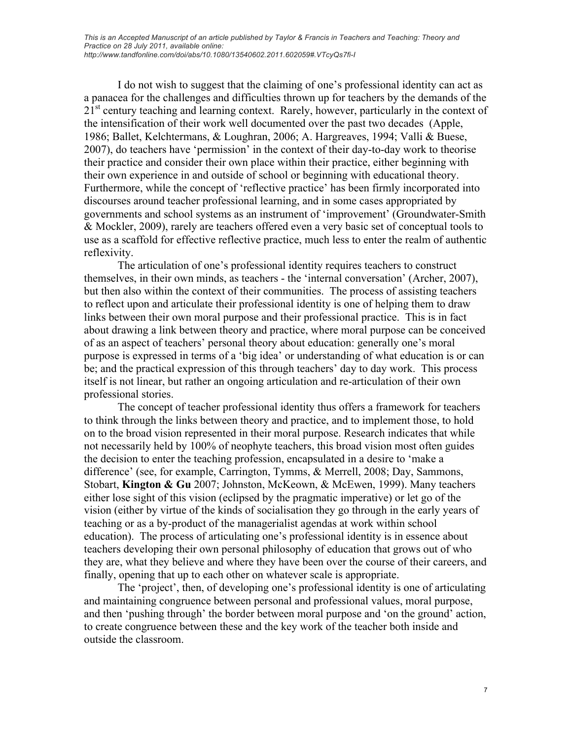I do not wish to suggest that the claiming of one's professional identity can act as a panacea for the challenges and difficulties thrown up for teachers by the demands of the 21st century teaching and learning context. Rarely, however, particularly in the context of the intensification of their work well documented over the past two decades (Apple, 1986; Ballet, Kelchtermans, & Loughran, 2006; A. Hargreaves, 1994; Valli & Buese, 2007), do teachers have 'permission' in the context of their day-to-day work to theorise their practice and consider their own place within their practice, either beginning with their own experience in and outside of school or beginning with educational theory. Furthermore, while the concept of 'reflective practice' has been firmly incorporated into discourses around teacher professional learning, and in some cases appropriated by governments and school systems as an instrument of 'improvement' (Groundwater-Smith & Mockler, 2009), rarely are teachers offered even a very basic set of conceptual tools to use as a scaffold for effective reflective practice, much less to enter the realm of authentic reflexivity.

The articulation of one's professional identity requires teachers to construct themselves, in their own minds, as teachers - the 'internal conversation' (Archer, 2007), but then also within the context of their communities. The process of assisting teachers to reflect upon and articulate their professional identity is one of helping them to draw links between their own moral purpose and their professional practice. This is in fact about drawing a link between theory and practice, where moral purpose can be conceived of as an aspect of teachers' personal theory about education: generally one's moral purpose is expressed in terms of a 'big idea' or understanding of what education is or can be; and the practical expression of this through teachers' day to day work. This process itself is not linear, but rather an ongoing articulation and re-articulation of their own professional stories.

The concept of teacher professional identity thus offers a framework for teachers to think through the links between theory and practice, and to implement those, to hold on to the broad vision represented in their moral purpose. Research indicates that while not necessarily held by 100% of neophyte teachers, this broad vision most often guides the decision to enter the teaching profession, encapsulated in a desire to 'make a difference' (see, for example, Carrington, Tymms, & Merrell, 2008; Day, Sammons, Stobart, **Kington & Gu** 2007; Johnston, McKeown, & McEwen, 1999). Many teachers either lose sight of this vision (eclipsed by the pragmatic imperative) or let go of the vision (either by virtue of the kinds of socialisation they go through in the early years of teaching or as a by-product of the managerialist agendas at work within school education). The process of articulating one's professional identity is in essence about teachers developing their own personal philosophy of education that grows out of who they are, what they believe and where they have been over the course of their careers, and finally, opening that up to each other on whatever scale is appropriate.

The 'project', then, of developing one's professional identity is one of articulating and maintaining congruence between personal and professional values, moral purpose, and then 'pushing through' the border between moral purpose and 'on the ground' action, to create congruence between these and the key work of the teacher both inside and outside the classroom.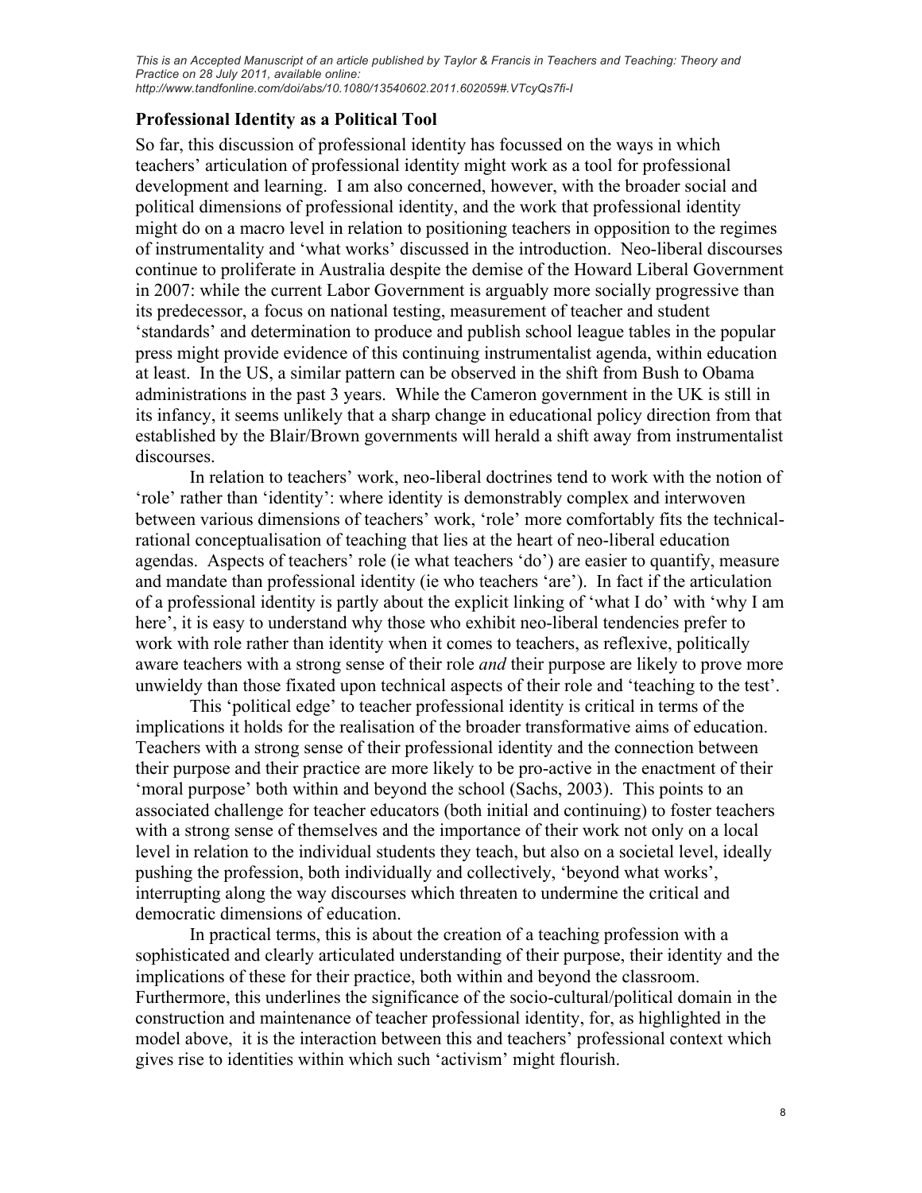### Professional Identity as a Political Tool

So far, this discussion of professional identity has focussed on the ways in which teachers' articulation of professional identity might work as a tool for professional development and learning. I am also concerned, however, with the broader social and political dimensions of professional identity, and the work that professional identity might do on a macro level in relation to positioning teachers in opposition to the regimes of instrumentality and 'what works' discussed in the introduction. Neo-liberal discourses continue to proliferate in Australia despite the demise of the Howard Liberal Government in 2007: while the current Labor Government is arguably more socially progressive than its predecessor, a focus on national testing, measurement of teacher and student 'standards' and determination to produce and publish school league tables in the popular press might provide evidence of this continuing instrumentalist agenda, within education at least. In the US, a similar pattern can be observed in the shift from Bush to Obama administrations in the past 3 years. While the Cameron government in the UK is still in its infancy, it seems unlikely that a sharp change in educational policy direction from that established by the Blair/Brown governments will herald a shift away from instrumentalist discourses.

In relation to teachers' work, neo-liberal doctrines tend to work with the notion of 'role' rather than 'identity': where identity is demonstrably complex and interwoven between various dimensions of teachers' work, 'role' more comfortably fits the technical-rational conceptualisation of teaching that lies at the heart of neo-liberal education agendas. Aspects of teachers' role (ie what teachers 'do') are easier to quantify, measure and mandate than professional identity (ie who teachers 'are'). In fact if the articulation of a professional identity is partly about the explicit linking of 'what I do' with 'why I am here', it is easy to understand why those who exhibit neo-liberal tendencies prefer to work with role rather than identity when it comes to teachers, as reflexive, politically aware teachers with a strong sense of their role *and* their purpose are likely to prove more unwieldy than those fixated upon technical aspects of their role and 'teaching to the test'.

This 'political edge' to teacher professional identity is critical in terms of the implications it holds for the realisation of the broader transformative aims of education. Teachers with a strong sense of their professional identity and the connection between their purpose and their practice are more likely to be pro-active in the enactment of their 'moral purpose' both within and beyond the school (Sachs, 2003). This points to an associated challenge for teacher educators (both initial and continuing) to foster teachers with a strong sense of themselves and the importance of their work not only on a local level in relation to the individual students they teach, but also on a societal level, ideally pushing the profession, both individually and collectively, 'beyond what works', interrupting along the way discourses which threaten to undermine the critical and democratic dimensions of education.

In practical terms, this is about the creation of a teaching profession with a sophisticated and clearly articulated understanding of their purpose, their identity and the implications of these for their practice, both within and beyond the classroom. Furthermore, this underlines the significance of the socio-cultural/political domain in the construction and maintenance of teacher professional identity, for, as highlighted in the model above, it is the interaction between this and teachers' professional context which gives rise to identities within which such 'activism' might flourish.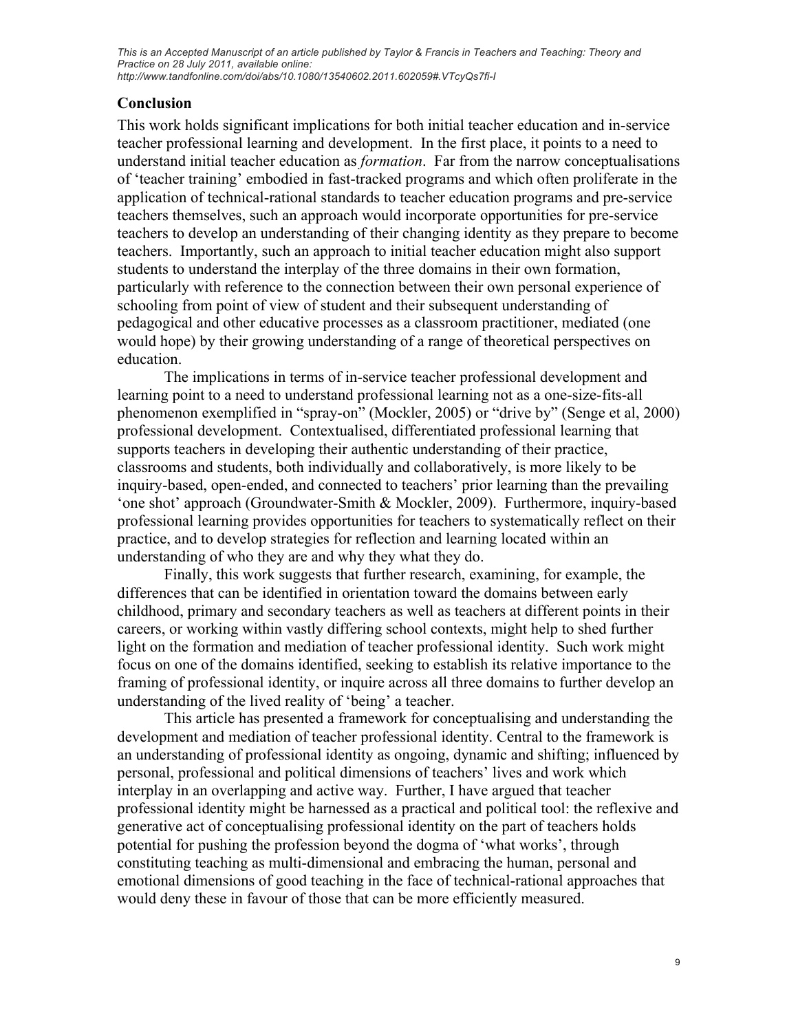## Conclusion

This work holds significant implications for both initial teacher education and in-service teacher professional learning and development. In the first place, it points to a need to understand initial teacher education as *formation*. Far from the narrow conceptualisations of 'teacher training' embodied in fast-tracked programs and which often proliferate in the application of technical-rational standards to teacher education programs and pre-service teachers themselves, such an approach would incorporate opportunities for pre-service teachers to develop an understanding of their changing identity as they prepare to become teachers. Importantly, such an approach to initial teacher education might also support students to understand the interplay of the three domains in their own formation, particularly with reference to the connection between their own personal experience of schooling from point of view of student and their subsequent understanding of pedagogical and other educative processes as a classroom practitioner, mediated (one would hope) by their growing understanding of a range of theoretical perspectives on education.

The implications in terms of in-service teacher professional development and learning point to a need to understand professional learning not as a one-size-fits-all phenomenon exemplified in "spray-on" (Mockler, 2005) or "drive by" (Senge et al, 2000) professional development. Contextualised, differentiated professional learning that supports teachers in developing their authentic understanding of their practice, classrooms and students, both individually and collaboratively, is more likely to be inquiry-based, open-ended, and connected to teachers' prior learning than the prevailing 'one shot' approach (Groundwater-Smith & Mockler, 2009). Furthermore, inquiry-based professional learning provides opportunities for teachers to systematically reflect on their practice, and to develop strategies for reflection and learning located within an understanding of who they are and why they what they do.

Finally, this work suggests that further research, examining, for example, the differences that can be identified in orientation toward the domains between early childhood, primary and secondary teachers as well as teachers at different points in their careers, or working within vastly differing school contexts, might help to shed further light on the formation and mediation of teacher professional identity. Such work might focus on one of the domains identified, seeking to establish its relative importance to the framing of professional identity, or inquire across all three domains to further develop an understanding of the lived reality of 'being' a teacher.

This article has presented a framework for conceptualising and understanding the development and mediation of teacher professional identity. Central to the framework is an understanding of professional identity as ongoing, dynamic and shifting; influenced by personal, professional and political dimensions of teachers' lives and work which interplay in an overlapping and active way. Further, I have argued that teacher professional identity might be harnessed as a practical and political tool: the reflexive and generative act of conceptualising professional identity on the part of teachers holds potential for pushing the profession beyond the dogma of 'what works', through constituting teaching as multi-dimensional and embracing the human, personal and emotional dimensions of good teaching in the face of technical-rational approaches that would deny these in favour of those that can be more efficiently measured.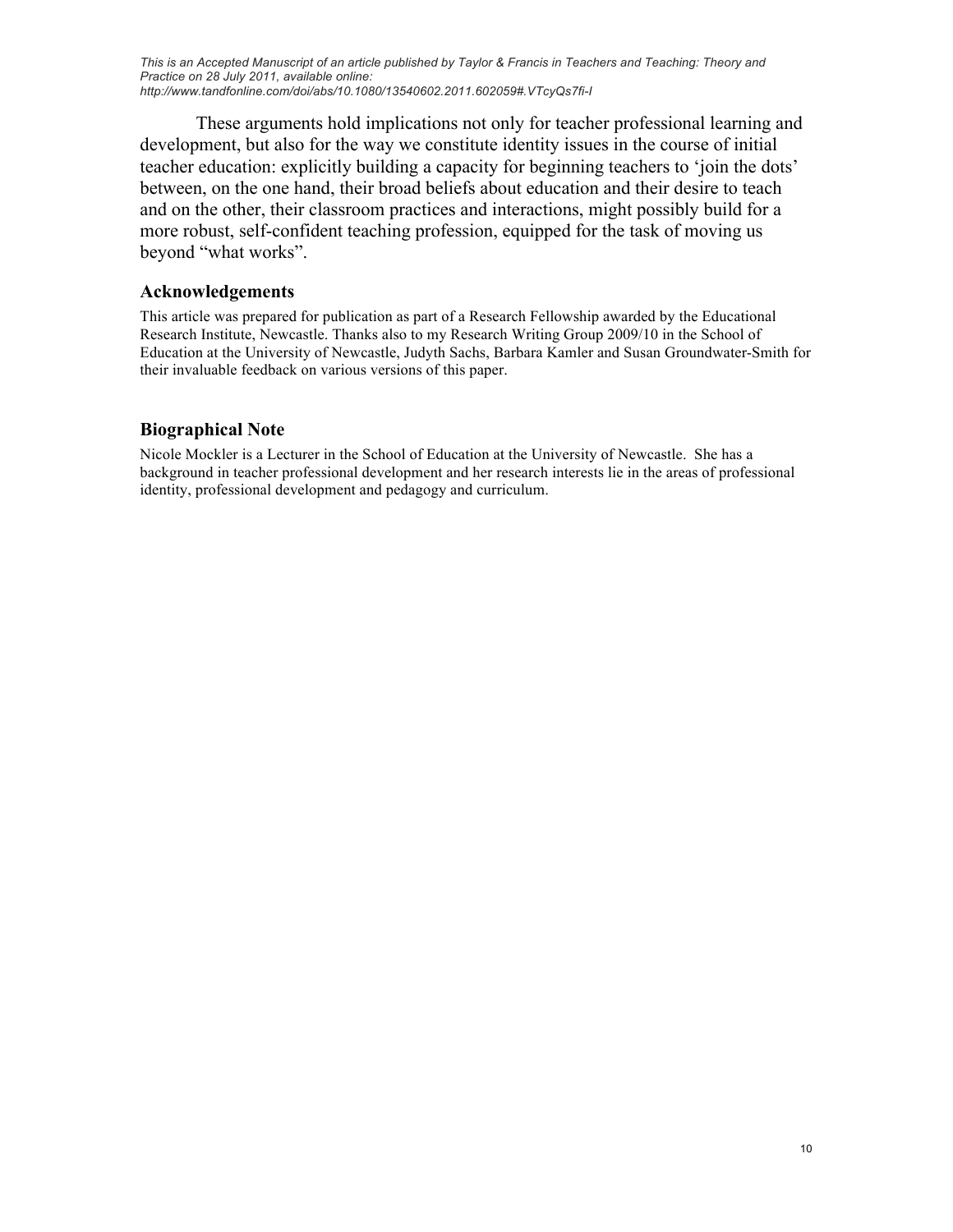These arguments hold implications not only for teacher professional learning and development, but also for the way we constitute identity issues in the course of initial teacher education: explicitly building a capacity for beginning teachers to 'join the dots' between, on the one hand, their broad beliefs about education and their desire to teach and on the other, their classroom practices and interactions, might possibly build for a more robust, self-confident teaching profession, equipped for the task of moving us beyond "what works".

## Acknowledgements

This article was prepared for publication as part of a Research Fellowship awarded by the Educational Research Institute, Newcastle. Thanks also to my Research Writing Group 2009/10 in the School of Education at the University of Newcastle, Judyth Sachs, Barbara Kamler and Susan Groundwater-Smith for their invaluable feedback on various versions of this paper.

## Biographical Note

Nicole Mockler is a Lecturer in the School of Education at the University of Newcastle. She has a background in teacher professional development and her research interests lie in the areas of professional identity, professional development and pedagogy and curriculum.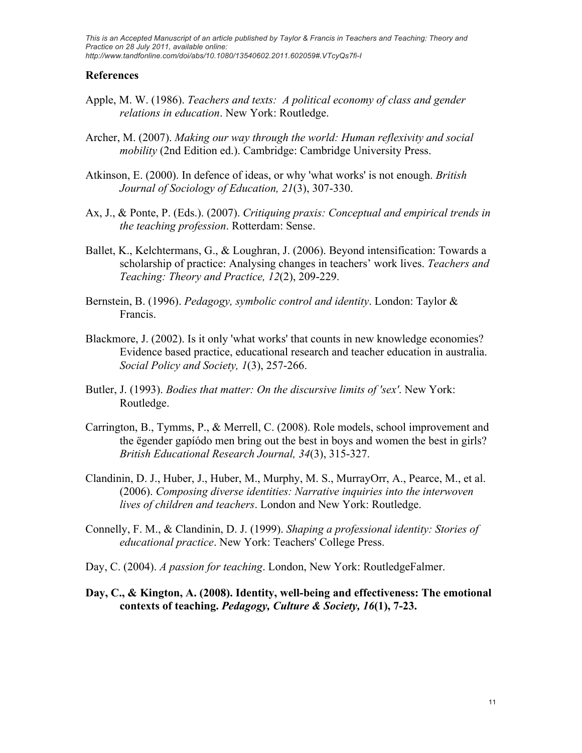This is an Accepted Manuscript of an article published by Taylor & Francis in Teachers and Teaching: Theory and Practice on 28 July 2011, available online: http://www.tandfonline.com/doi/abs/10.1080/13540602.2011.602059#.VTcyQs7fi-I

## References

Apple, M. W. (1986). *Teachers and texts: A political economy of class and gender relations in education*. New York: Routledge.

Archer, M. (2007). *Making our way through the world: Human reflexivity and social mobility* (2nd Edition ed.). Cambridge: Cambridge University Press.

Atkinson, E. (2000). In defence of ideas, or why 'what works' is not enough. *British Journal of Sociology of Education, 21*(3), 307-330.

Ax, J., & Ponte, P. (Eds.). (2007). *Critiquing praxis: Conceptual and empirical trends in the teaching profession*. Rotterdam: Sense.

Ballet, K., Kelchtermans, G., & Loughran, J. (2006). Beyond intensification: Towards a scholarship of practice: Analysing changes in teachers' work lives. *Teachers and Teaching: Theory and Practice, 12*(2), 209-229.

Bernstein, B. (1996). *Pedagogy, symbolic control and identity*. London: Taylor & Francis.

Blackmore, J. (2002). Is it only 'what works' that counts in new knowledge economies? Evidence based practice, educational research and teacher education in australia. *Social Policy and Society, 1*(3), 257-266.

Butler, J. (1993). *Bodies that matter: On the discursive limits of 'sex'*. New York: Routledge.

Carrington, B., Tymms, P., & Merrell, C. (2008). Role models, school improvement and the ëgender gapíódo men bring out the best in boys and women the best in girls? *British Educational Research Journal, 34*(3), 315-327.

Clandinin, D. J., Huber, J., Huber, M., Murphy, M. S., MurrayOrr, A., Pearce, M., et al. (2006). *Composing diverse identities: Narrative inquiries into the interwoven lives of children and teachers*. London and New York: Routledge.

Connelly, F. M., & Clandinin, D. J. (1999). *Shaping a professional identity: Stories of educational practice*. New York: Teachers' College Press.

Day, C. (2004). *A passion for teaching*. London, New York: RoutledgeFalmer.

**Day, C., & Kington, A. (2008). Identity, well-being and effectiveness: The emotional contexts of teaching. *Pedagogy, Culture & Society, 16*(1), 7-23.**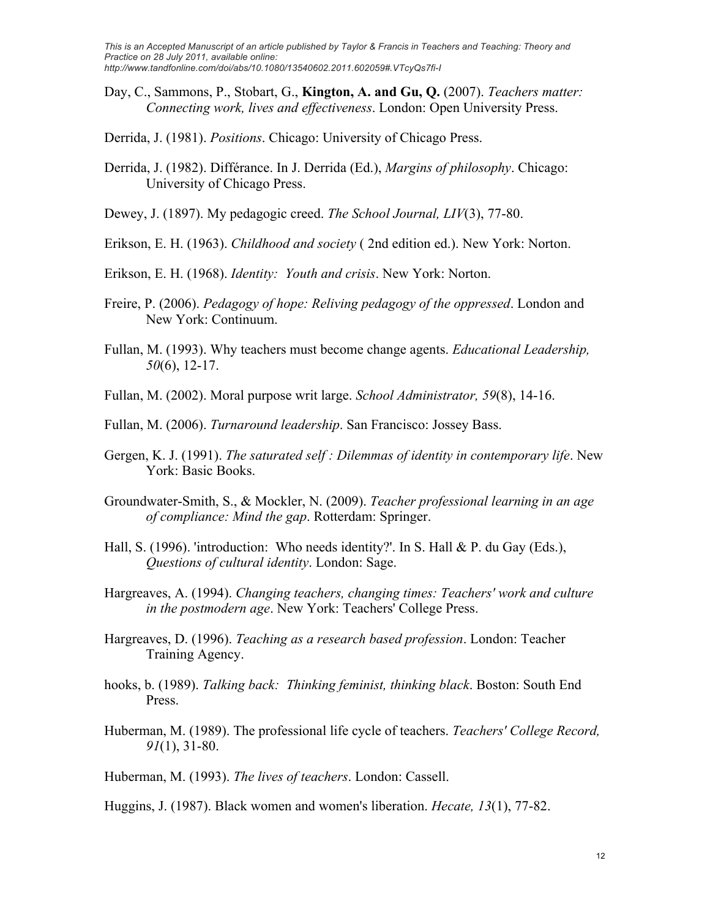Day, C., Sammons, P., Stobart, G., **Kington, A. and Gu, Q.** (2007). *Teachers matter: Connecting work, lives and effectiveness*. London: Open University Press.

Derrida, J. (1981). *Positions*. Chicago: University of Chicago Press.

Derrida, J. (1982). Différance. In J. Derrida (Ed.), *Margins of philosophy*. Chicago: University of Chicago Press.

Dewey, J. (1897). My pedagogic creed. *The School Journal, LIV*(3), 77-80.

Erikson, E. H. (1963). *Childhood and society* ( 2nd edition ed.). New York: Norton.

Erikson, E. H. (1968). *Identity: Youth and crisis*. New York: Norton.

Freire, P. (2006). *Pedagogy of hope: Reliving pedagogy of the oppressed*. London and New York: Continuum.

Fullan, M. (1993). Why teachers must become change agents. *Educational Leadership, 50*(6), 12-17.

Fullan, M. (2002). Moral purpose writ large. *School Administrator, 59*(8), 14-16.

Fullan, M. (2006). *Turnaround leadership*. San Francisco: Jossey Bass.

Gergen, K. J. (1991). *The saturated self : Dilemmas of identity in contemporary life*. New York: Basic Books.

Groundwater-Smith, S., & Mockler, N. (2009). *Teacher professional learning in an age of compliance: Mind the gap*. Rotterdam: Springer.

Hall, S. (1996). 'introduction: Who needs identity?'. In S. Hall & P. du Gay (Eds.), *Questions of cultural identity*. London: Sage.

Hargreaves, A. (1994). *Changing teachers, changing times: Teachers' work and culture in the postmodern age*. New York: Teachers' College Press.

Hargreaves, D. (1996). *Teaching as a research based profession*. London: Teacher Training Agency.

hooks, b. (1989). *Talking back: Thinking feminist, thinking black*. Boston: South End Press.

Huberman, M. (1989). The professional life cycle of teachers. *Teachers' College Record, 91*(1), 31-80.

Huberman, M. (1993). *The lives of teachers*. London: Cassell.

Huggins, J. (1987). Black women and women's liberation. *Hecate, 13*(1), 77-82.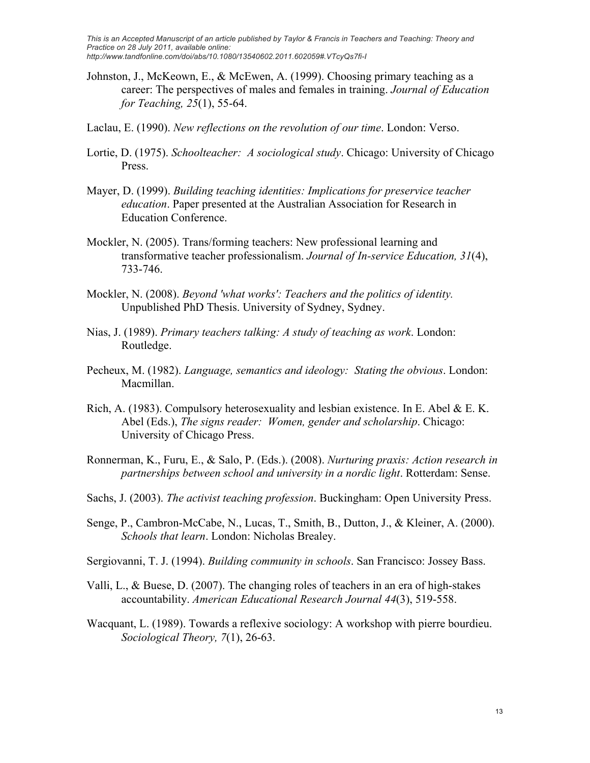Johnston, J., McKeown, E., & McEwen, A. (1999). Choosing primary teaching as a career: The perspectives of males and females in training. *Journal of Education for Teaching, 25*(1), 55-64.

Laclau, E. (1990). *New reflections on the revolution of our time*. London: Verso.

Lortie, D. (1975). *Schoolteacher: A sociological study*. Chicago: University of Chicago Press.

Mayer, D. (1999). *Building teaching identities: Implications for preservice teacher education*. Paper presented at the Australian Association for Research in Education Conference.

Mockler, N. (2005). Trans/forming teachers: New professional learning and transformative teacher professionalism. *Journal of In-service Education, 31*(4), 733-746.

Mockler, N. (2008). *Beyond 'what works': Teachers and the politics of identity.* Unpublished PhD Thesis. University of Sydney, Sydney.

Nias, J. (1989). *Primary teachers talking: A study of teaching as work*. London: Routledge.

Pecheux, M. (1982). *Language, semantics and ideology: Stating the obvious*. London: Macmillan.

Rich, A. (1983). Compulsory heterosexuality and lesbian existence. In E. Abel & E. K. Abel (Eds.), *The signs reader: Women, gender and scholarship*. Chicago: University of Chicago Press.

Ronnerman, K., Furu, E., & Salo, P. (Eds.). (2008). *Nurturing praxis: Action research in partnerships between school and university in a nordic light*. Rotterdam: Sense.

Sachs, J. (2003). *The activist teaching profession*. Buckingham: Open University Press.

Senge, P., Cambron-McCabe, N., Lucas, T., Smith, B., Dutton, J., & Kleiner, A. (2000). *Schools that learn*. London: Nicholas Brealey.

Sergiovanni, T. J. (1994). *Building community in schools*. San Francisco: Jossey Bass.

Valli, L., & Buese, D. (2007). The changing roles of teachers in an era of high-stakes accountability. *American Educational Research Journal 44*(3), 519-558.

Wacquant, L. (1989). Towards a reflexive sociology: A workshop with pierre bourdieu. *Sociological Theory, 7*(1), 26-63.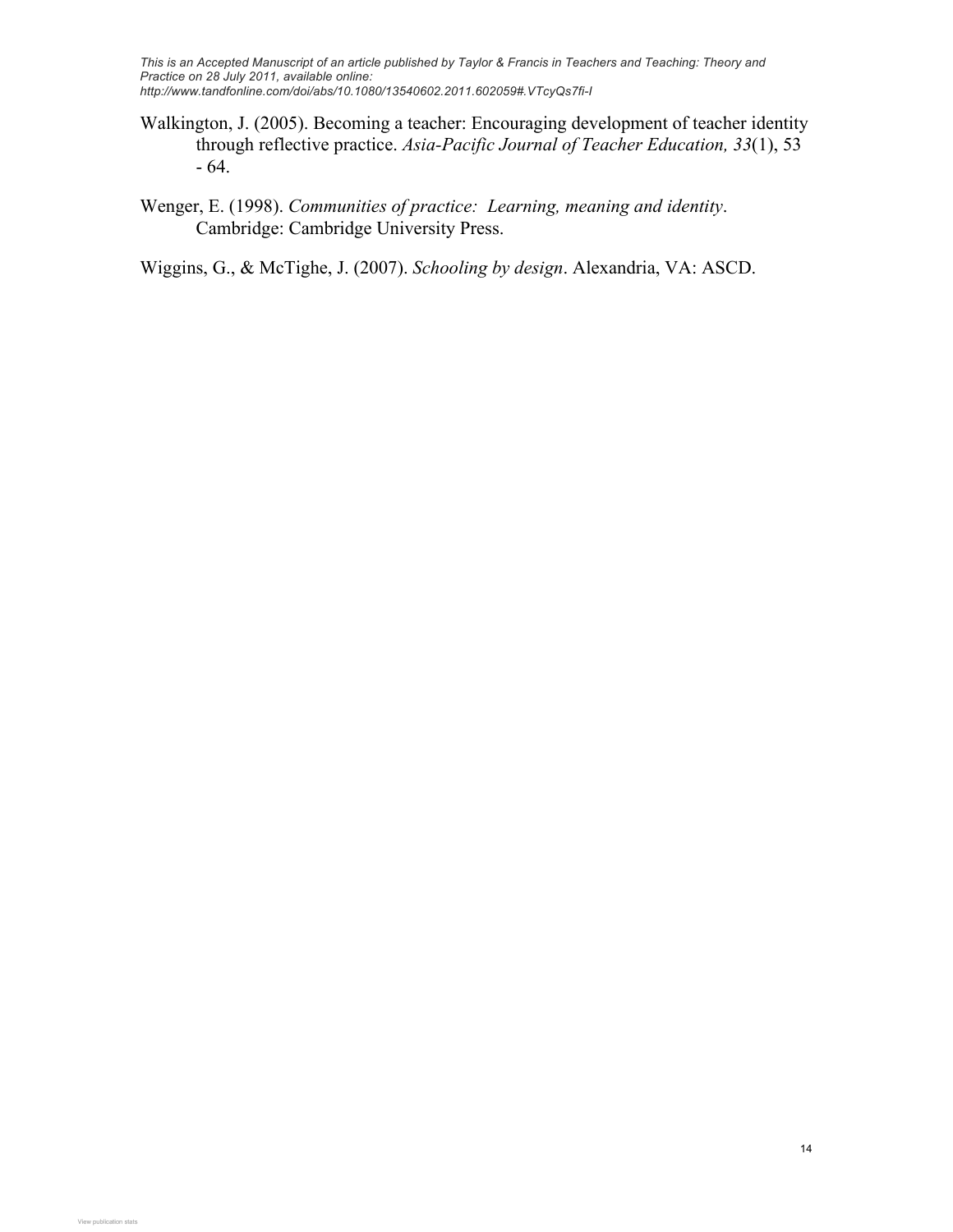Walkington, J. (2005). Becoming a teacher: Encouraging development of teacher identity through reflective practice. *Asia-Pacific Journal of Teacher Education, 33*(1), 53 - 64.

Wenger, E. (1998). *Communities of practice: Learning, meaning and identity*. Cambridge: Cambridge University Press.

Wiggins, G., & McTighe, J. (2007). *Schooling by design*. Alexandria, VA: ASCD.